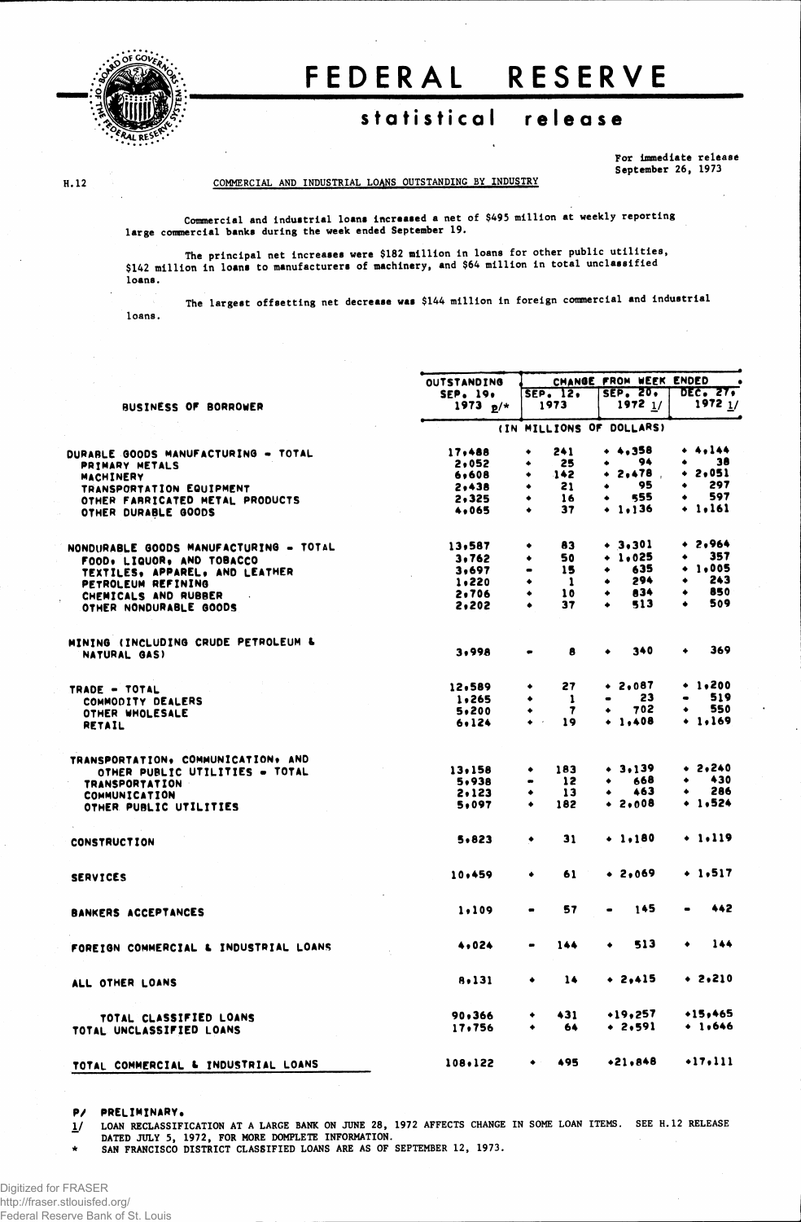# FEDERAL RESERVE

## statistical release

For immediate release
September 26, 1973

H.12

COMMERCIAL AND INDUSTRIAL LOANS OUTSTANDING BY INDUSTRY

Commercial and industrial loans increased a net of $495 million at weekly reporting large commercial banks during the week ended September 19.

The principal net increases were $182 million in loans for other public utilities, $142 million in loans to manufacturers of machinery, and $64 million in total unclassified loans.

The largest offsetting net decrease was $144 million in foreign commercial and industrial loans.

| BUSINESS OF BORROWER | OUTSTANDING SEP. 19, 1973 p/* | CHANGE FROM WEEK ENDED SEP. 12, 1973 | SEP. 20, 1972 1/ | DEC. 27, 1972 1/ |
|---|---|---|---|---|
| | (IN MILLIONS OF DOLLARS) | | | |
| DURABLE GOODS MANUFACTURING - TOTAL | 17,488 | + 241 | + 4,358 | + 4,144 |
| PRIMARY METALS | 2,052 | + 25 | + 94 | + 38 |
| MACHINERY | 6,608 | + 142 | + 2,478 | + 2,051 |
| TRANSPORTATION EQUIPMENT | 2,438 | + 21 | + 95 | + 297 |
| OTHER FABRICATED METAL PRODUCTS | 2,325 | + 16 | + 555 | + 597 |
| OTHER DURABLE GOODS | 4,065 | + 37 | + 1,136 | + 1,161 |
| NONDURABLE GOODS MANUFACTURING - TOTAL | 13,587 | + 83 | + 3,301 | + 2,964 |
| FOOD, LIQUOR, AND TOBACCO | 3,762 | + 50 | + 1,025 | + 357 |
| TEXTILES, APPAREL, AND LEATHER | 3,697 | - 15 | + 635 | + 1,005 |
| PETROLEUM REFINING | 1,220 | + 1 | + 294 | + 243 |
| CHEMICALS AND RUBBER | 2,706 | + 10 | + 834 | + 850 |
| OTHER NONDURABLE GOODS | 2,202 | + 37 | + 513 | + 509 |
| MINING (INCLUDING CRUDE PETROLEUM & NATURAL GAS) | 3,998 | - 8 | + 340 | + 369 |
| TRADE - TOTAL | 12,589 | + 27 | + 2,087 | + 1,200 |
| COMMODITY DEALERS | 1,265 | + 1 | - 23 | - 519 |
| OTHER WHOLESALE | 5,200 | + 7 | + 702 | + 550 |
| RETAIL | 6,124 | + 19 | + 1,408 | + 1,169 |
| TRANSPORTATION, COMMUNICATION, AND OTHER PUBLIC UTILITIES - TOTAL | 13,158 | + 183 | + 3,139 | + 2,240 |
| TRANSPORTATION | 5,938 | - 12 | + 668 | + 430 |
| COMMUNICATION | 2,123 | + 13 | + 463 | + 286 |
| OTHER PUBLIC UTILITIES | 5,097 | + 182 | + 2,008 | + 1,524 |
| CONSTRUCTION | 5,823 | + 31 | + 1,180 | + 1,119 |
| SERVICES | 10,459 | + 61 | + 2,069 | + 1,517 |
| BANKERS ACCEPTANCES | 1,109 | - 57 | - 145 | - 442 |
| FOREIGN COMMERCIAL & INDUSTRIAL LOANS | 4,024 | - 144 | + 513 | + 144 |
| ALL OTHER LOANS | 8,131 | + 14 | + 2,415 | + 2,210 |
| TOTAL CLASSIFIED LOANS | 90,366 | + 431 | +19,257 | +15,465 |
| TOTAL UNCLASSIFIED LOANS | 17,756 | + 64 | + 2,591 | + 1,646 |
| TOTAL COMMERCIAL & INDUSTRIAL LOANS | 108,122 | + 495 | +21,848 | +17,111 |

P/ PRELIMINARY.

1/ LOAN RECLASSIFICATION AT A LARGE BANK ON JUNE 28, 1972 AFFECTS CHANGE IN SOME LOAN ITEMS. SEE H.12 RELEASE DATED JULY 5, 1972, FOR MORE COMPLETE INFORMATION.

\* SAN FRANCISCO DISTRICT CLASSIFIED LOANS ARE AS OF SEPTEMBER 12, 1973.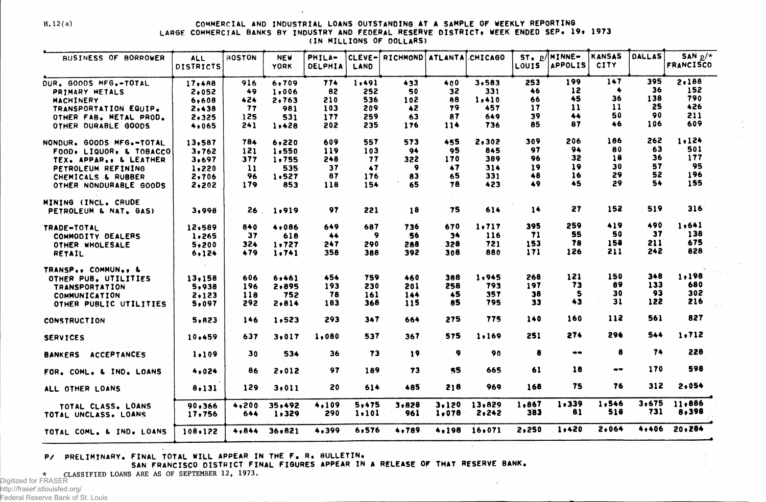H.12(a)

## COMMERCIAL AND INDUSTRIAL LOANS OUTSTANDING AT A SAMPLE OF WEEKLY REPORTING LARGE COMMERCIAL BANKS BY INDUSTRY AND FEDERAL RESERVE DISTRICT, WEEK ENDED SEP. 19, 1973 (IN MILLIONS OF DOLLARS)

| BUSINESS OF BORROWER | ALL DISTRICTS | BOSTON | NEW YORK | PHILA-DELPHIA | CLEVE-LAND | RICHMOND | ATLANTA | CHICAGO | ST. LOUIS p/ | MINNE-APOLIS | KANSAS CITY | DALLAS | SAN FRANCISCO p/* |
|---|---|---|---|---|---|---|---|---|---|---|---|---|---|
| DUR. GOODS MFG.-TOTAL | 17,488 | 916 | 6,709 | 774 | 1,491 | 433 | 400 | 3,583 | 253 | 199 | 147 | 395 | 2,188 |
| PRIMARY METALS | 2,052 | 49 | 1,006 | 82 | 252 | 50 | 32 | 331 | 46 | 12 | 4 | 36 | 152 |
| MACHINERY | 6,608 | 424 | 2,763 | 210 | 536 | 102 | 88 | 1,410 | 66 | 45 | 36 | 138 | 790 |
| TRANSPORTATION EQUIP. | 2,438 | 77 | 981 | 103 | 209 | 42 | 79 | 457 | 17 | 11 | 11 | 25 | 426 |
| OTHER FAB. METAL PROD. | 2,325 | 125 | 531 | 177 | 259 | 63 | 87 | 649 | 39 | 44 | 50 | 90 | 211 |
| OTHER DURABLE GOODS | 4,065 | 241 | 1,428 | 202 | 235 | 176 | 114 | 736 | 85 | 87 | 46 | 106 | 609 |
| NONDUR. GOODS MFG.-TOTAL | 13,587 | 784 | 6,220 | 609 | 557 | 573 | 455 | 2,302 | 309 | 206 | 186 | 262 | 1,124 |
| FOOD, LIQUOR, & TOBACCO | 3,762 | 121 | 1,550 | 119 | 103 | 94 | 95 | 845 | 97 | 94 | 80 | 63 | 501 |
| TEX. APPAR., & LEATHER | 3,697 | 377 | 1,755 | 248 | 77 | 322 | 170 | 389 | 96 | 32 | 18 | 36 | 177 |
| PETROLEUM REFINING | 1,220 | 11 | 535 | 37 | 47 | 9 | 47 | 314 | 19 | 19 | 30 | 57 | 95 |
| CHEMICALS & RUBBER | 2,706 | 96 | 1,527 | 87 | 176 | 83 | 65 | 331 | 48 | 16 | 29 | 52 | 196 |
| OTHER NONDURABLE GOODS | 2,202 | 179 | 853 | 118 | 154 | 65 | 78 | 423 | 49 | 45 | 29 | 54 | 155 |
| MINING (INCL. CRUDE PETROLEUM & NAT. GAS) | 3,998 | 26 | 1,919 | 97 | 221 | 18 | 75 | 614 | 14 | 27 | 152 | 519 | 316 |
| TRADE-TOTAL | 12,589 | 840 | 4,086 | 649 | 687 | 736 | 670 | 1,717 | 395 | 259 | 419 | 490 | 1,641 |
| COMMODITY DEALERS | 1,265 | 37 | 618 | 44 | 9 | 56 | 34 | 116 | 71 | 55 | 50 | 37 | 138 |
| OTHER WHOLESALE | 5,200 | 324 | 1,727 | 247 | 290 | 288 | 328 | 721 | 153 | 78 | 158 | 211 | 675 |
| RETAIL | 6,124 | 479 | 1,741 | 358 | 388 | 392 | 308 | 880 | 171 | 126 | 211 | 242 | 828 |
| TRANSP., COMMUN., & OTHER PUB. UTILITIES | 13,158 | 606 | 6,461 | 454 | 759 | 460 | 388 | 1,945 | 268 | 121 | 150 | 348 | 1,198 |
| TRANSPORTATION | 5,938 | 196 | 2,895 | 193 | 230 | 201 | 258 | 793 | 197 | 73 | 89 | 133 | 680 |
| COMMUNICATION | 2,123 | 118 | 752 | 78 | 161 | 144 | 45 | 357 | 38 | 5 | 30 | 93 | 302 |
| OTHER PUBLIC UTILITIES | 5,097 | 292 | 2,814 | 183 | 368 | 115 | 85 | 795 | 33 | 43 | 31 | 122 | 216 |
| CONSTRUCTION | 5,823 | 146 | 1,523 | 293 | 347 | 664 | 275 | 775 | 140 | 160 | 112 | 561 | 827 |
| SERVICES | 10,459 | 637 | 3,017 | 1,080 | 537 | 367 | 575 | 1,169 | 251 | 274 | 296 | 544 | 1,712 |
| BANKERS ACCEPTANCES | 1,109 | 30 | 534 | 36 | 73 | 19 | 9 | 90 | 8 | -- | 8 | 74 | 228 |
| FOR. COML. & IND. LOANS | 4,024 | 86 | 2,012 | 97 | 189 | 73 | 55 | 665 | 61 | 18 | -- | 170 | 598 |
| ALL OTHER LOANS | 8,131 | 129 | 3,011 | 20 | 614 | 485 | 218 | 969 | 168 | 75 | 76 | 312 | 2,054 |
| TOTAL CLASS. LOANS | 90,366 | 4,200 | 35,492 | 4,109 | 5,475 | 3,828 | 3,120 | 13,829 | 1,867 | 1,339 | 1,546 | 3,675 | 11,886 |
| TOTAL UNCLASS. LOANS | 17,756 | 644 | 1,329 | 290 | 1,101 | 961 | 1,078 | 2,242 | 383 | 81 | 518 | 731 | 8,398 |
| TOTAL COML. & IND. LOANS | 108,122 | 4,844 | 36,821 | 4,399 | 6,576 | 4,789 | 4,198 | 16,071 | 2,250 | 1,420 | 2,064 | 4,406 | 20,284 |

P/ PRELIMINARY. FINAL TOTAL WILL APPEAR IN THE F. R. BULLETIN.
SAN FRANCISCO DISTRICT FINAL FIGURES APPEAR IN A RELEASE OF THAT RESERVE BANK.

\* CLASSIFIED LOANS ARE AS OF SEPTEMBER 12, 1973.